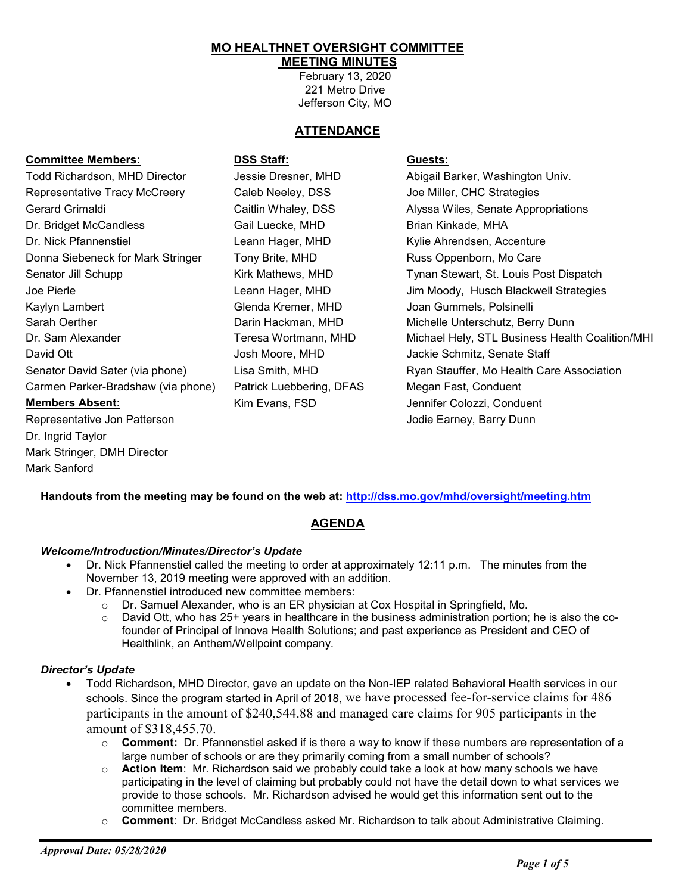# MO HEALTHNET OVERSIGHT COMMITTEE MEETING MINUTES

February 13, 2020
221 Metro Drive
Jefferson City, MO

## ATTENDANCE

| Committee Members: | DSS Staff: | Guests: |
|---|---|---|
| Todd Richardson, MHD Director | Jessie Dresner, MHD | Abigail Barker, Washington Univ. |
| Representative Tracy McCreery | Caleb Neeley, DSS | Joe Miller, CHC Strategies |
| Gerard Grimaldi | Caitlin Whaley, DSS | Alyssa Wiles, Senate Appropriations |
| Dr. Bridget McCandless | Gail Luecke, MHD | Brian Kinkade, MHA |
| Dr. Nick Pfannenstiel | Leann Hager, MHD | Kylie Ahrendsen, Accenture |
| Donna Siebeneck for Mark Stringer | Tony Brite, MHD | Russ Oppenborn, Mo Care |
| Senator Jill Schupp | Kirk Mathews, MHD | Tynan Stewart, St. Louis Post Dispatch |
| Joe Pierle | Leann Hager, MHD | Jim Moody, Husch Blackwell Strategies |
| Kaylyn Lambert | Glenda Kremer, MHD | Joan Gummels, Polsinelli |
| Sarah Oerther | Darin Hackman, MHD | Michelle Unterschutz, Berry Dunn |
| Dr. Sam Alexander | Teresa Wortmann, MHD | Michael Hely, STL Business Health Coalition/MHI |
| David Ott | Josh Moore, MHD | Jackie Schmitz, Senate Staff |
| Senator David Sater (via phone) | Lisa Smith, MHD | Ryan Stauffer, Mo Health Care Association |
| Carmen Parker-Bradshaw (via phone) | Patrick Luebbering, DFAS | Megan Fast, Conduent |
| **Members Absent:** | Kim Evans, FSD | Jennifer Colozzi, Conduent |
| Representative Jon Patterson | | Jodie Earney, Barry Dunn |
| Dr. Ingrid Taylor | | |
| Mark Stringer, DMH Director | | |
| Mark Sanford | | |

**Handouts from the meeting may be found on the web at: http://dss.mo.gov/mhd/oversight/meeting.htm**

## AGENDA

### *Welcome/Introduction/Minutes/Director's Update*

- Dr. Nick Pfannenstiel called the meeting to order at approximately 12:11 p.m. The minutes from the November 13, 2019 meeting were approved with an addition.
- Dr. Pfannenstiel introduced new committee members:
  - Dr. Samuel Alexander, who is an ER physician at Cox Hospital in Springfield, Mo.
  - David Ott, who has 25+ years in healthcare in the business administration portion; he is also the co-founder of Principal of Innova Health Solutions; and past experience as President and CEO of Healthlink, an Anthem/Wellpoint company.

### *Director's Update*

- Todd Richardson, MHD Director, gave an update on the Non-IEP related Behavioral Health services in our schools. Since the program started in April of 2018, we have processed fee-for-service claims for 486 participants in the amount of $240,544.88 and managed care claims for 905 participants in the amount of $318,455.70.
  - **Comment:** Dr. Pfannenstiel asked if is there a way to know if these numbers are representation of a large number of schools or are they primarily coming from a small number of schools?
  - **Action Item**: Mr. Richardson said we probably could take a look at how many schools we have participating in the level of claiming but probably could not have the detail down to what services we provide to those schools. Mr. Richardson advised he would get this information sent out to the committee members.
  - **Comment**: Dr. Bridget McCandless asked Mr. Richardson to talk about Administrative Claiming.

*Approval Date: 05/28/2020*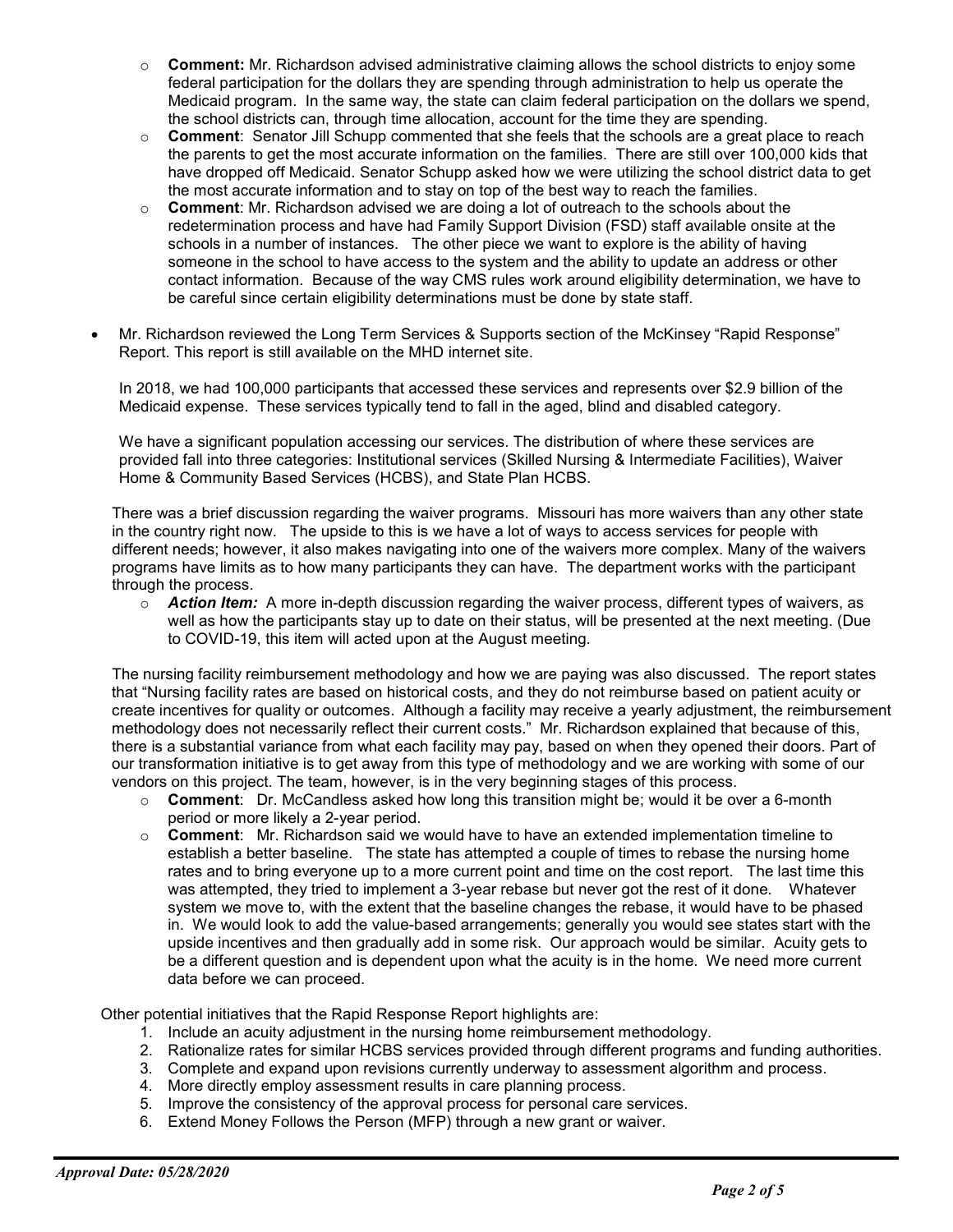- **Comment:** Mr. Richardson advised administrative claiming allows the school districts to enjoy some federal participation for the dollars they are spending through administration to help us operate the Medicaid program. In the same way, the state can claim federal participation on the dollars we spend, the school districts can, through time allocation, account for the time they are spending.
- **Comment**: Senator Jill Schupp commented that she feels that the schools are a great place to reach the parents to get the most accurate information on the families. There are still over 100,000 kids that have dropped off Medicaid. Senator Schupp asked how we were utilizing the school district data to get the most accurate information and to stay on top of the best way to reach the families.
- **Comment**: Mr. Richardson advised we are doing a lot of outreach to the schools about the redetermination process and have had Family Support Division (FSD) staff available onsite at the schools in a number of instances. The other piece we want to explore is the ability of having someone in the school to have access to the system and the ability to update an address or other contact information. Because of the way CMS rules work around eligibility determination, we have to be careful since certain eligibility determinations must be done by state staff.

- Mr. Richardson reviewed the Long Term Services & Supports section of the McKinsey "Rapid Response" Report. This report is still available on the MHD internet site.

  In 2018, we had 100,000 participants that accessed these services and represents over $2.9 billion of the Medicaid expense. These services typically tend to fall in the aged, blind and disabled category.

  We have a significant population accessing our services. The distribution of where these services are provided fall into three categories: Institutional services (Skilled Nursing & Intermediate Facilities), Waiver Home & Community Based Services (HCBS), and State Plan HCBS.

There was a brief discussion regarding the waiver programs. Missouri has more waivers than any other state in the country right now. The upside to this is we have a lot of ways to access services for people with different needs; however, it also makes navigating into one of the waivers more complex. Many of the waivers programs have limits as to how many participants they can have. The department works with the participant through the process.

- ***Action Item:*** A more in-depth discussion regarding the waiver process, different types of waivers, as well as how the participants stay up to date on their status, will be presented at the next meeting. (Due to COVID-19, this item will acted upon at the August meeting.

The nursing facility reimbursement methodology and how we are paying was also discussed. The report states that "Nursing facility rates are based on historical costs, and they do not reimburse based on patient acuity or create incentives for quality or outcomes. Although a facility may receive a yearly adjustment, the reimbursement methodology does not necessarily reflect their current costs." Mr. Richardson explained that because of this, there is a substantial variance from what each facility may pay, based on when they opened their doors. Part of our transformation initiative is to get away from this type of methodology and we are working with some of our vendors on this project. The team, however, is in the very beginning stages of this process.

- **Comment**: Dr. McCandless asked how long this transition might be; would it be over a 6-month period or more likely a 2-year period.
- **Comment**: Mr. Richardson said we would have to have an extended implementation timeline to establish a better baseline. The state has attempted a couple of times to rebase the nursing home rates and to bring everyone up to a more current point and time on the cost report. The last time this was attempted, they tried to implement a 3-year rebase but never got the rest of it done. Whatever system we move to, with the extent that the baseline changes the rebase, it would have to be phased in. We would look to add the value-based arrangements; generally you would see states start with the upside incentives and then gradually add in some risk. Our approach would be similar. Acuity gets to be a different question and is dependent upon what the acuity is in the home. We need more current data before we can proceed.

Other potential initiatives that the Rapid Response Report highlights are:

1. Include an acuity adjustment in the nursing home reimbursement methodology.
2. Rationalize rates for similar HCBS services provided through different programs and funding authorities.
3. Complete and expand upon revisions currently underway to assessment algorithm and process.
4. More directly employ assessment results in care planning process.
5. Improve the consistency of the approval process for personal care services.
6. Extend Money Follows the Person (MFP) through a new grant or waiver.

*Approval Date: 05/28/2020*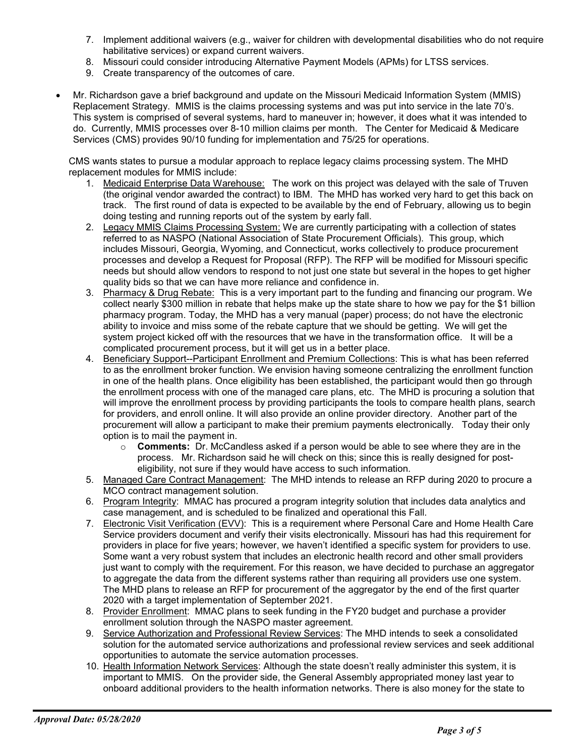7. Implement additional waivers (e.g., waiver for children with developmental disabilities who do not require habilitative services) or expand current waivers.
8. Missouri could consider introducing Alternative Payment Models (APMs) for LTSS services.
9. Create transparency of the outcomes of care.

- Mr. Richardson gave a brief background and update on the Missouri Medicaid Information System (MMIS) Replacement Strategy. MMIS is the claims processing systems and was put into service in the late 70's. This system is comprised of several systems, hard to maneuver in; however, it does what it was intended to do. Currently, MMIS processes over 8-10 million claims per month. The Center for Medicaid & Medicare Services (CMS) provides 90/10 funding for implementation and 75/25 for operations.

  CMS wants states to pursue a modular approach to replace legacy claims processing system. The MHD replacement modules for MMIS include:

  1. <u>Medicaid Enterprise Data Warehouse:</u> The work on this project was delayed with the sale of Truven (the original vendor awarded the contract) to IBM. The MHD has worked very hard to get this back on track. The first round of data is expected to be available by the end of February, allowing us to begin doing testing and running reports out of the system by early fall.
  2. <u>Legacy MMIS Claims Processing System:</u> We are currently participating with a collection of states referred to as NASPO (National Association of State Procurement Officials). This group, which includes Missouri, Georgia, Wyoming, and Connecticut, works collectively to produce procurement processes and develop a Request for Proposal (RFP). The RFP will be modified for Missouri specific needs but should allow vendors to respond to not just one state but several in the hopes to get higher quality bids so that we can have more reliance and confidence in.
  3. <u>Pharmacy & Drug Rebate:</u> This is a very important part to the funding and financing our program. We collect nearly $300 million in rebate that helps make up the state share to how we pay for the $1 billion pharmacy program. Today, the MHD has a very manual (paper) process; do not have the electronic ability to invoice and miss some of the rebate capture that we should be getting. We will get the system project kicked off with the resources that we have in the transformation office. It will be a complicated procurement process, but it will get us in a better place.
  4. <u>Beneficiary Support--Participant Enrollment and Premium Collections</u>: This is what has been referred to as the enrollment broker function. We envision having someone centralizing the enrollment function in one of the health plans. Once eligibility has been established, the participant would then go through the enrollment process with one of the managed care plans, etc. The MHD is procuring a solution that will improve the enrollment process by providing participants the tools to compare health plans, search for providers, and enroll online. It will also provide an online provider directory. Another part of the procurement will allow a participant to make their premium payments electronically. Today their only option is to mail the payment in.
     - **Comments:** Dr. McCandless asked if a person would be able to see where they are in the process. Mr. Richardson said he will check on this; since this is really designed for post-eligibility, not sure if they would have access to such information.
  5. <u>Managed Care Contract Management</u>: The MHD intends to release an RFP during 2020 to procure a MCO contract management solution.
  6. <u>Program Integrity</u>: MMAC has procured a program integrity solution that includes data analytics and case management, and is scheduled to be finalized and operational this Fall.
  7. <u>Electronic Visit Verification (EVV)</u>: This is a requirement where Personal Care and Home Health Care Service providers document and verify their visits electronically. Missouri has had this requirement for providers in place for five years; however, we haven't identified a specific system for providers to use. Some want a very robust system that includes an electronic health record and other small providers just want to comply with the requirement. For this reason, we have decided to purchase an aggregator to aggregate the data from the different systems rather than requiring all providers use one system. The MHD plans to release an RFP for procurement of the aggregator by the end of the first quarter 2020 with a target implementation of September 2021.
  8. <u>Provider Enrollment</u>: MMAC plans to seek funding in the FY20 budget and purchase a provider enrollment solution through the NASPO master agreement.
  9. <u>Service Authorization and Professional Review Services</u>: The MHD intends to seek a consolidated solution for the automated service authorizations and professional review services and seek additional opportunities to automate the service automation processes.
  10. <u>Health Information Network Services</u>: Although the state doesn't really administer this system, it is important to MMIS. On the provider side, the General Assembly appropriated money last year to onboard additional providers to the health information networks. There is also money for the state to

*Approval Date: 05/28/2020*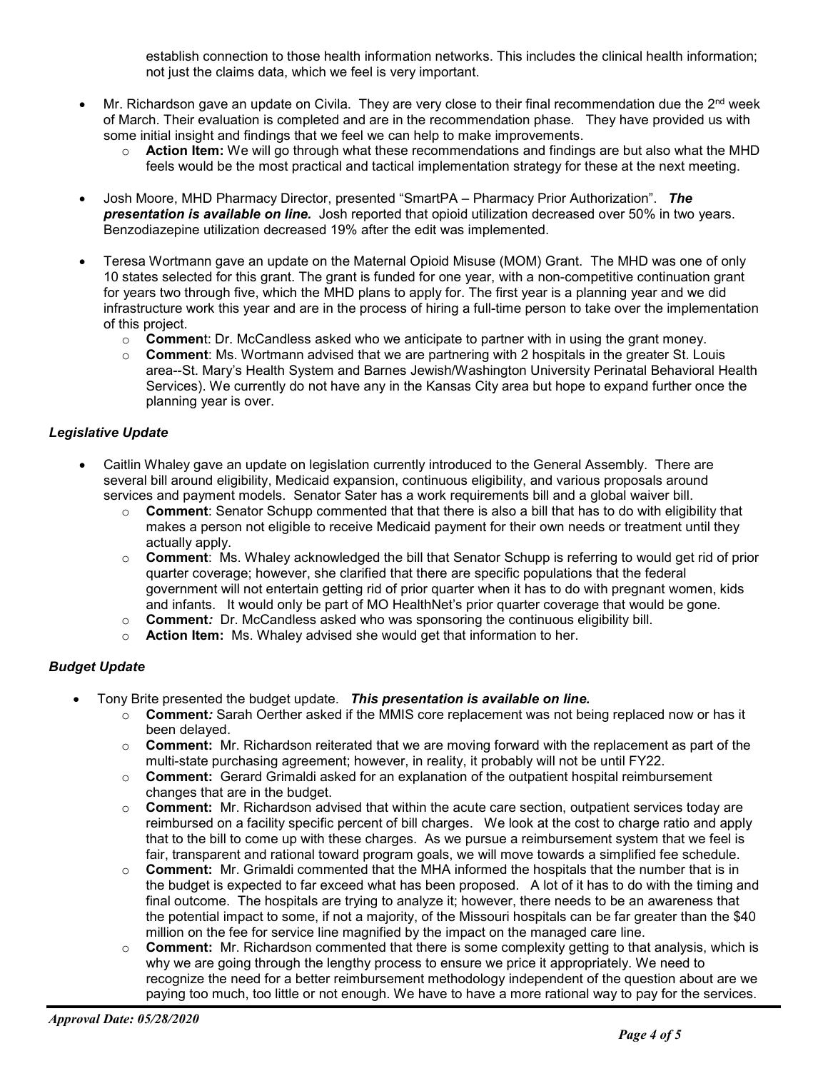establish connection to those health information networks. This includes the clinical health information; not just the claims data, which we feel is very important.

- Mr. Richardson gave an update on Civila. They are very close to their final recommendation due the 2nd week of March. Their evaluation is completed and are in the recommendation phase. They have provided us with some initial insight and findings that we feel we can help to make improvements.
  - **Action Item:** We will go through what these recommendations and findings are but also what the MHD feels would be the most practical and tactical implementation strategy for these at the next meeting.

- Josh Moore, MHD Pharmacy Director, presented "SmartPA – Pharmacy Prior Authorization". ***The presentation is available on line.*** Josh reported that opioid utilization decreased over 50% in two years. Benzodiazepine utilization decreased 19% after the edit was implemented.

- Teresa Wortmann gave an update on the Maternal Opioid Misuse (MOM) Grant. The MHD was one of only 10 states selected for this grant. The grant is funded for one year, with a non-competitive continuation grant for years two through five, which the MHD plans to apply for. The first year is a planning year and we did infrastructure work this year and are in the process of hiring a full-time person to take over the implementation of this project.
  - **Commen**t: Dr. McCandless asked who we anticipate to partner with in using the grant money.
  - **Comment**: Ms. Wortmann advised that we are partnering with 2 hospitals in the greater St. Louis area--St. Mary's Health System and Barnes Jewish/Washington University Perinatal Behavioral Health Services). We currently do not have any in the Kansas City area but hope to expand further once the planning year is over.

### *Legislative Update*

- Caitlin Whaley gave an update on legislation currently introduced to the General Assembly. There are several bill around eligibility, Medicaid expansion, continuous eligibility, and various proposals around services and payment models. Senator Sater has a work requirements bill and a global waiver bill.
  - **Comment**: Senator Schupp commented that that there is also a bill that has to do with eligibility that makes a person not eligible to receive Medicaid payment for their own needs or treatment until they actually apply.
  - **Comment**: Ms. Whaley acknowledged the bill that Senator Schupp is referring to would get rid of prior quarter coverage; however, she clarified that there are specific populations that the federal government will not entertain getting rid of prior quarter when it has to do with pregnant women, kids and infants. It would only be part of MO HealthNet's prior quarter coverage that would be gone.
  - **Comment***:* Dr. McCandless asked who was sponsoring the continuous eligibility bill.
  - **Action Item:** Ms. Whaley advised she would get that information to her.

### *Budget Update*

- Tony Brite presented the budget update. ***This presentation is available on line.***
  - **Comment***:* Sarah Oerther asked if the MMIS core replacement was not being replaced now or has it been delayed.
  - **Comment:** Mr. Richardson reiterated that we are moving forward with the replacement as part of the multi-state purchasing agreement; however, in reality, it probably will not be until FY22.
  - **Comment:** Gerard Grimaldi asked for an explanation of the outpatient hospital reimbursement changes that are in the budget.
  - **Comment:** Mr. Richardson advised that within the acute care section, outpatient services today are reimbursed on a facility specific percent of bill charges. We look at the cost to charge ratio and apply that to the bill to come up with these charges. As we pursue a reimbursement system that we feel is fair, transparent and rational toward program goals, we will move towards a simplified fee schedule.
  - **Comment:** Mr. Grimaldi commented that the MHA informed the hospitals that the number that is in the budget is expected to far exceed what has been proposed. A lot of it has to do with the timing and final outcome. The hospitals are trying to analyze it; however, there needs to be an awareness that the potential impact to some, if not a majority, of the Missouri hospitals can be far greater than the $40 million on the fee for service line magnified by the impact on the managed care line.
  - **Comment:** Mr. Richardson commented that there is some complexity getting to that analysis, which is why we are going through the lengthy process to ensure we price it appropriately. We need to recognize the need for a better reimbursement methodology independent of the question about are we paying too much, too little or not enough. We have to have a more rational way to pay for the services.

*Approval Date: 05/28/2020*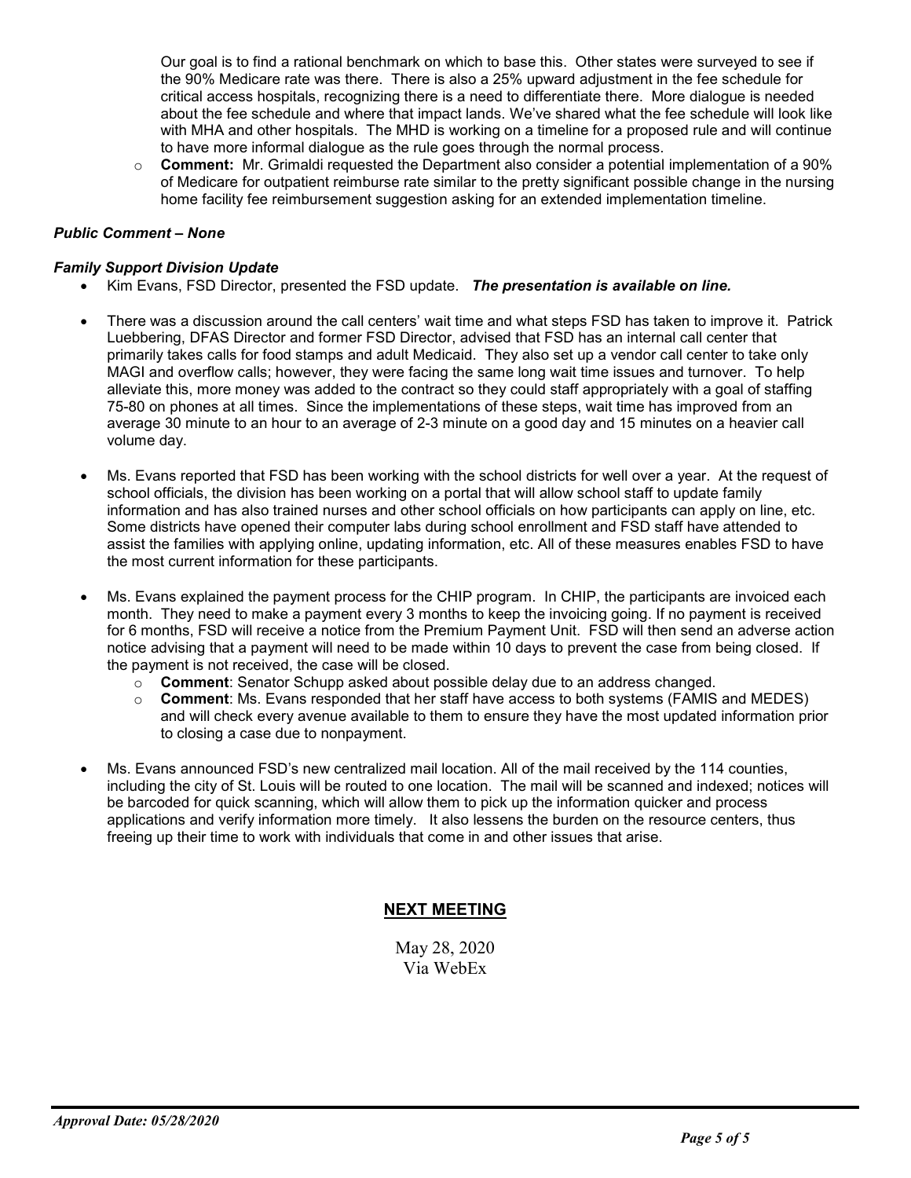Our goal is to find a rational benchmark on which to base this. Other states were surveyed to see if the 90% Medicare rate was there. There is also a 25% upward adjustment in the fee schedule for critical access hospitals, recognizing there is a need to differentiate there. More dialogue is needed about the fee schedule and where that impact lands. We've shared what the fee schedule will look like with MHA and other hospitals. The MHD is working on a timeline for a proposed rule and will continue to have more informal dialogue as the rule goes through the normal process.

- **Comment:** Mr. Grimaldi requested the Department also consider a potential implementation of a 90% of Medicare for outpatient reimburse rate similar to the pretty significant possible change in the nursing home facility fee reimbursement suggestion asking for an extended implementation timeline.

***Public Comment – None***

***Family Support Division Update***

- Kim Evans, FSD Director, presented the FSD update. ***The presentation is available on line.***

- There was a discussion around the call centers' wait time and what steps FSD has taken to improve it. Patrick Luebbering, DFAS Director and former FSD Director, advised that FSD has an internal call center that primarily takes calls for food stamps and adult Medicaid. They also set up a vendor call center to take only MAGI and overflow calls; however, they were facing the same long wait time issues and turnover. To help alleviate this, more money was added to the contract so they could staff appropriately with a goal of staffing 75-80 on phones at all times. Since the implementations of these steps, wait time has improved from an average 30 minute to an hour to an average of 2-3 minute on a good day and 15 minutes on a heavier call volume day.

- Ms. Evans reported that FSD has been working with the school districts for well over a year. At the request of school officials, the division has been working on a portal that will allow school staff to update family information and has also trained nurses and other school officials on how participants can apply on line, etc. Some districts have opened their computer labs during school enrollment and FSD staff have attended to assist the families with applying online, updating information, etc. All of these measures enables FSD to have the most current information for these participants.

- Ms. Evans explained the payment process for the CHIP program. In CHIP, the participants are invoiced each month. They need to make a payment every 3 months to keep the invoicing going. If no payment is received for 6 months, FSD will receive a notice from the Premium Payment Unit. FSD will then send an adverse action notice advising that a payment will need to be made within 10 days to prevent the case from being closed. If the payment is not received, the case will be closed.
  - **Comment**: Senator Schupp asked about possible delay due to an address changed.
  - **Comment**: Ms. Evans responded that her staff have access to both systems (FAMIS and MEDES) and will check every avenue available to them to ensure they have the most updated information prior to closing a case due to nonpayment.

- Ms. Evans announced FSD's new centralized mail location. All of the mail received by the 114 counties, including the city of St. Louis will be routed to one location. The mail will be scanned and indexed; notices will be barcoded for quick scanning, which will allow them to pick up the information quicker and process applications and verify information more timely. It also lessens the burden on the resource centers, thus freeing up their time to work with individuals that come in and other issues that arise.

## NEXT MEETING

May 28, 2020
Via WebEx

*Approval Date: 05/28/2020*